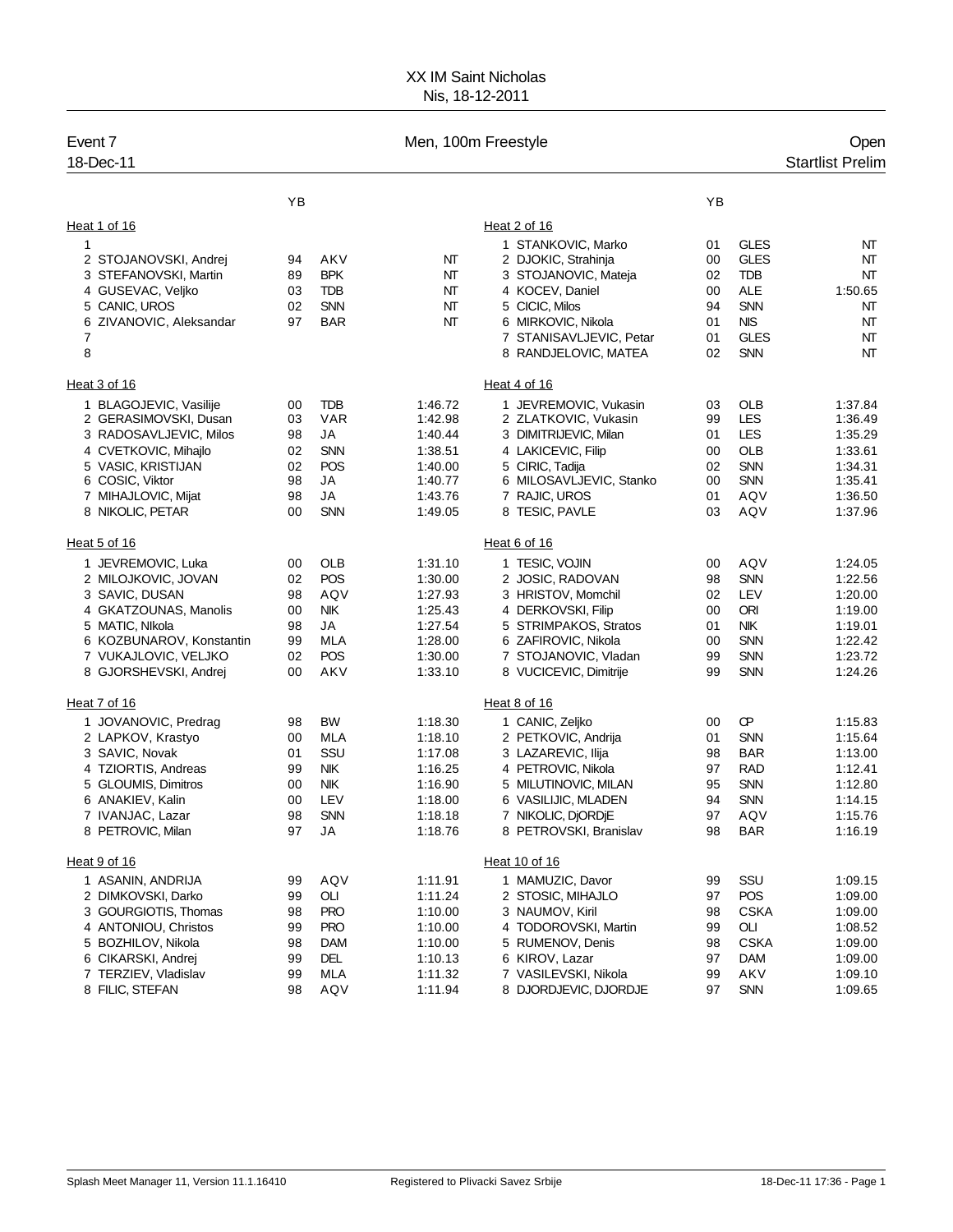# XX IM Saint Nicholas

Nis, 18-12-2011

**Event 7** — Men, 100m Freestyle — Open

18-Dec-11 — Startlist Prelim

### Heat 1 of 16

| Lane | Name | YB | Club | Time |
|---|---|---|---|---|
| 1 | | | | |
| 2 | STOJANOVSKI, Andrej | 94 | AKV | NT |
| 3 | STEFANOVSKI, Martin | 89 | BPK | NT |
| 4 | GUSEVAC, Veljko | 03 | TDB | NT |
| 5 | CANIC, UROS | 02 | SNN | NT |
| 6 | ZIVANOVIC, Aleksandar | 97 | BAR | NT |
| 7 | | | | |
| 8 | | | | |

### Heat 2 of 16

| Lane | Name | YB | Club | Time |
|---|---|---|---|---|
| 1 | STANKOVIC, Marko | 01 | GLES | NT |
| 2 | DJOKIC, Strahinja | 00 | GLES | NT |
| 3 | STOJANOVIC, Mateja | 02 | TDB | NT |
| 4 | KOCEV, Daniel | 00 | ALE | 1:50.65 |
| 5 | CICIC, Milos | 94 | SNN | NT |
| 6 | MIRKOVIC, Nikola | 01 | NIS | NT |
| 7 | STANISAVLJEVIC, Petar | 01 | GLES | NT |
| 8 | RANDJELOVIC, MATEA | 02 | SNN | NT |

### Heat 3 of 16

| Lane | Name | YB | Club | Time |
|---|---|---|---|---|
| 1 | BLAGOJEVIC, Vasilije | 00 | TDB | 1:46.72 |
| 2 | GERASIMOVSKI, Dusan | 03 | VAR | 1:42.98 |
| 3 | RADOSAVLJEVIC, Milos | 98 | JA | 1:40.44 |
| 4 | CVETKOVIC, Mihajlo | 02 | SNN | 1:38.51 |
| 5 | VASIC, KRISTIJAN | 02 | POS | 1:40.00 |
| 6 | COSIC, Viktor | 98 | JA | 1:40.77 |
| 7 | MIHAJLOVIC, Mijat | 98 | JA | 1:43.76 |
| 8 | NIKOLIC, PETAR | 00 | SNN | 1:49.05 |

### Heat 4 of 16

| Lane | Name | YB | Club | Time |
|---|---|---|---|---|
| 1 | JEVREMOVIC, Vukasin | 03 | OLB | 1:37.84 |
| 2 | ZLATKOVIC, Vukasin | 99 | LES | 1:36.49 |
| 3 | DIMITRIJEVIC, Milan | 01 | LES | 1:35.29 |
| 4 | LAKICEVIC, Filip | 00 | OLB | 1:33.61 |
| 5 | CIRIC, Tadija | 02 | SNN | 1:34.31 |
| 6 | MILOSAVLJEVIC, Stanko | 00 | SNN | 1:35.41 |
| 7 | RAJIC, UROS | 01 | AQV | 1:36.50 |
| 8 | TESIC, PAVLE | 03 | AQV | 1:37.96 |

### Heat 5 of 16

| Lane | Name | YB | Club | Time |
|---|---|---|---|---|
| 1 | JEVREMOVIC, Luka | 00 | OLB | 1:31.10 |
| 2 | MILOJKOVIC, JOVAN | 02 | POS | 1:30.00 |
| 3 | SAVIC, DUSAN | 98 | AQV | 1:27.93 |
| 4 | GKATZOUNAS, Manolis | 00 | NIK | 1:25.43 |
| 5 | MATIC, NIkola | 98 | JA | 1:27.54 |
| 6 | KOZBUNAROV, Konstantin | 99 | MLA | 1:28.00 |
| 7 | VUKAJLOVIC, VELJKO | 02 | POS | 1:30.00 |
| 8 | GJORSHEVSKI, Andrej | 00 | AKV | 1:33.10 |

### Heat 6 of 16

| Lane | Name | YB | Club | Time |
|---|---|---|---|---|
| 1 | TESIC, VOJIN | 00 | AQV | 1:24.05 |
| 2 | JOSIC, RADOVAN | 98 | SNN | 1:22.56 |
| 3 | HRISTOV, Momchil | 02 | LEV | 1:20.00 |
| 4 | DERKOVSKI, Filip | 00 | ORI | 1:19.00 |
| 5 | STRIMPAKOS, Stratos | 01 | NIK | 1:19.01 |
| 6 | ZAFIROVIC, Nikola | 00 | SNN | 1:22.42 |
| 7 | STOJANOVIC, Vladan | 99 | SNN | 1:23.72 |
| 8 | VUCICEVIC, Dimitrije | 99 | SNN | 1:24.26 |

### Heat 7 of 16

| Lane | Name | YB | Club | Time |
|---|---|---|---|---|
| 1 | JOVANOVIC, Predrag | 98 | BW | 1:18.30 |
| 2 | LAPKOV, Krastyo | 00 | MLA | 1:18.10 |
| 3 | SAVIC, Novak | 01 | SSU | 1:17.08 |
| 4 | TZIORTIS, Andreas | 99 | NIK | 1:16.25 |
| 5 | GLOUMIS, Dimitros | 00 | NIK | 1:16.90 |
| 6 | ANAKIEV, Kalin | 00 | LEV | 1:18.00 |
| 7 | IVANJAC, Lazar | 98 | SNN | 1:18.18 |
| 8 | PETROVIC, Milan | 97 | JA | 1:18.76 |

### Heat 8 of 16

| Lane | Name | YB | Club | Time |
|---|---|---|---|---|
| 1 | CANIC, Zeljko | 00 | CP | 1:15.83 |
| 2 | PETKOVIC, Andrija | 01 | SNN | 1:15.64 |
| 3 | LAZAREVIC, Ilija | 98 | BAR | 1:13.00 |
| 4 | PETROVIC, Nikola | 97 | RAD | 1:12.41 |
| 5 | MILUTINOVIC, MILAN | 95 | SNN | 1:12.80 |
| 6 | VASILIJIC, MLADEN | 94 | SNN | 1:14.15 |
| 7 | NIKOLIC, DjORDjE | 97 | AQV | 1:15.76 |
| 8 | PETROVSKI, Branislav | 98 | BAR | 1:16.19 |

### Heat 9 of 16

| Lane | Name | YB | Club | Time |
|---|---|---|---|---|
| 1 | ASANIN, ANDRIJA | 99 | AQV | 1:11.91 |
| 2 | DIMKOVSKI, Darko | 99 | OLI | 1:11.24 |
| 3 | GOURGIOTIS, Thomas | 98 | PRO | 1:10.00 |
| 4 | ANTONIOU, Christos | 99 | PRO | 1:10.00 |
| 5 | BOZHILOV, Nikola | 98 | DAM | 1:10.00 |
| 6 | CIKARSKI, Andrej | 99 | DEL | 1:10.13 |
| 7 | TERZIEV, Vladislav | 99 | MLA | 1:11.32 |
| 8 | FILIC, STEFAN | 98 | AQV | 1:11.94 |

### Heat 10 of 16

| Lane | Name | YB | Club | Time |
|---|---|---|---|---|
| 1 | MAMUZIC, Davor | 99 | SSU | 1:09.15 |
| 2 | STOSIC, MIHAJLO | 97 | POS | 1:09.00 |
| 3 | NAUMOV, Kiril | 98 | CSKA | 1:09.00 |
| 4 | TODOROVSKI, Martin | 99 | OLI | 1:08.52 |
| 5 | RUMENOV, Denis | 98 | CSKA | 1:09.00 |
| 6 | KIROV, Lazar | 97 | DAM | 1:09.00 |
| 7 | VASILEVSKI, Nikola | 99 | AKV | 1:09.10 |
| 8 | DJORDJEVIC, DJORDJE | 97 | SNN | 1:09.65 |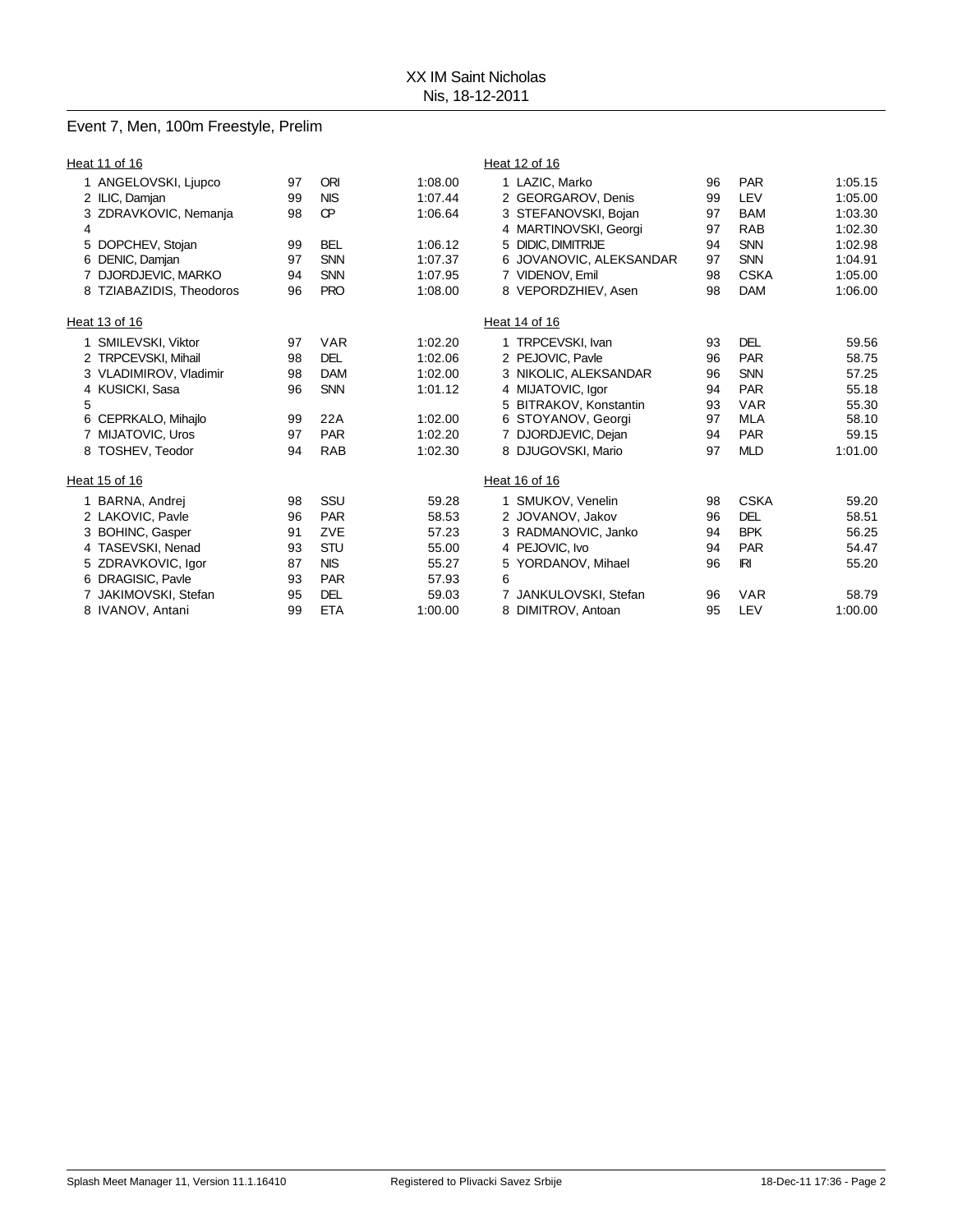# XX IM Saint Nicholas

Nis, 18-12-2011

## Event 7, Men, 100m Freestyle, Prelim

### Heat 11 of 16

| | | | | |
|---|---|---|---|---|
| 1 | ANGELOVSKI, Ljupco | 97 | ORI | 1:08.00 |
| 2 | ILIC, Damjan | 99 | NIS | 1:07.44 |
| 3 | ZDRAVKOVIC, Nemanja | 98 | CP | 1:06.64 |
| 4 | | | | |
| 5 | DOPCHEV, Stojan | 99 | BEL | 1:06.12 |
| 6 | DENIC, Damjan | 97 | SNN | 1:07.37 |
| 7 | DJORDJEVIC, MARKO | 94 | SNN | 1:07.95 |
| 8 | TZIABAZIDIS, Theodoros | 96 | PRO | 1:08.00 |

### Heat 12 of 16

| | | | | |
|---|---|---|---|---|
| 1 | LAZIC, Marko | 96 | PAR | 1:05.15 |
| 2 | GEORGAROV, Denis | 99 | LEV | 1:05.00 |
| 3 | STEFANOVSKI, Bojan | 97 | BAM | 1:03.30 |
| 4 | MARTINOVSKI, Georgi | 97 | RAB | 1:02.30 |
| 5 | DIDIC, DIMITRIJE | 94 | SNN | 1:02.98 |
| 6 | JOVANOVIC, ALEKSANDAR | 97 | SNN | 1:04.91 |
| 7 | VIDENOV, Emil | 98 | CSKA | 1:05.00 |
| 8 | VEPORDZHIEV, Asen | 98 | DAM | 1:06.00 |

### Heat 13 of 16

| | | | | |
|---|---|---|---|---|
| 1 | SMILEVSKI, Viktor | 97 | VAR | 1:02.20 |
| 2 | TRPCEVSKI, Mihail | 98 | DEL | 1:02.06 |
| 3 | VLADIMIROV, Vladimir | 98 | DAM | 1:02.00 |
| 4 | KUSICKI, Sasa | 96 | SNN | 1:01.12 |
| 5 | | | | |
| 6 | CEPRKALO, Mihajlo | 99 | 22A | 1:02.00 |
| 7 | MIJATOVIC, Uros | 97 | PAR | 1:02.20 |
| 8 | TOSHEV, Teodor | 94 | RAB | 1:02.30 |

### Heat 14 of 16

| | | | | |
|---|---|---|---|---|
| 1 | TRPCEVSKI, Ivan | 93 | DEL | 59.56 |
| 2 | PEJOVIC, Pavle | 96 | PAR | 58.75 |
| 3 | NIKOLIC, ALEKSANDAR | 96 | SNN | 57.25 |
| 4 | MIJATOVIC, Igor | 94 | PAR | 55.18 |
| 5 | BITRAKOV, Konstantin | 93 | VAR | 55.30 |
| 6 | STOYANOV, Georgi | 97 | MLA | 58.10 |
| 7 | DJORDJEVIC, Dejan | 94 | PAR | 59.15 |
| 8 | DJUGOVSKI, Mario | 97 | MLD | 1:01.00 |

### Heat 15 of 16

| | | | | |
|---|---|---|---|---|
| 1 | BARNA, Andrej | 98 | SSU | 59.28 |
| 2 | LAKOVIC, Pavle | 96 | PAR | 58.53 |
| 3 | BOHINC, Gasper | 91 | ZVE | 57.23 |
| 4 | TASEVSKI, Nenad | 93 | STU | 55.00 |
| 5 | ZDRAVKOVIC, Igor | 87 | NIS | 55.27 |
| 6 | DRAGISIC, Pavle | 93 | PAR | 57.93 |
| 7 | JAKIMOVSKI, Stefan | 95 | DEL | 59.03 |
| 8 | IVANOV, Antani | 99 | ETA | 1:00.00 |

### Heat 16 of 16

| | | | | |
|---|---|---|---|---|
| 1 | SMUKOV, Venelin | 98 | CSKA | 59.20 |
| 2 | JOVANOV, Jakov | 96 | DEL | 58.51 |
| 3 | RADMANOVIC, Janko | 94 | BPK | 56.25 |
| 4 | PEJOVIC, Ivo | 94 | PAR | 54.47 |
| 5 | YORDANOV, Mihael | 96 | IRI | 55.20 |
| 6 | | | | |
| 7 | JANKULOVSKI, Stefan | 96 | VAR | 58.79 |
| 8 | DIMITROV, Antoan | 95 | LEV | 1:00.00 |

Splash Meet Manager 11, Version 11.1.16410 — Registered to Plivacki Savez Srbije — 18-Dec-11 17:36